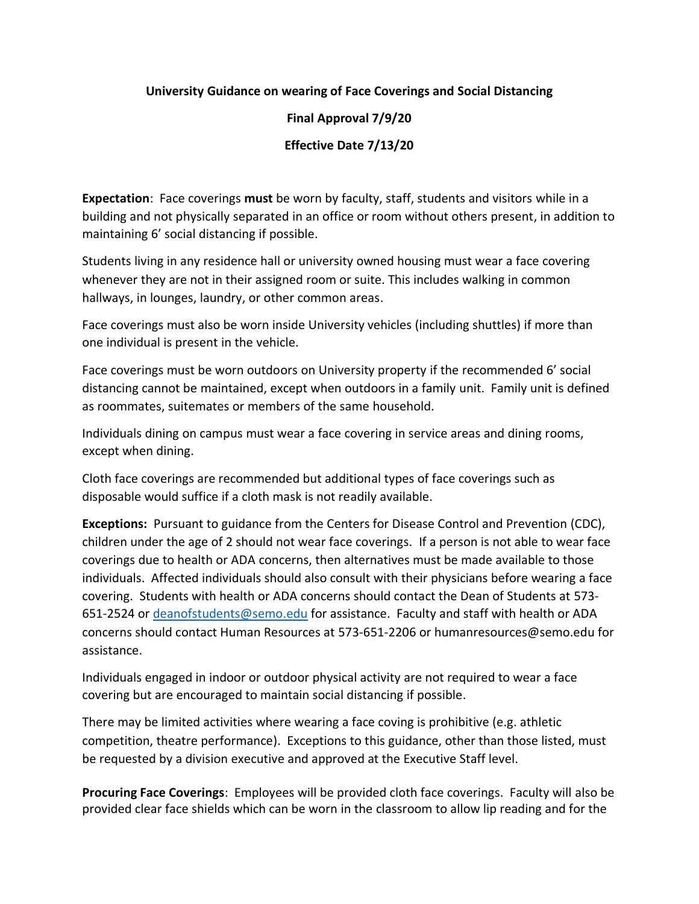**University Guidance on wearing of Face Coverings and Social Distancing**

**Final Approval 7/9/20**

**Effective Date 7/13/20**

**Expectation**: Face coverings **must** be worn by faculty, staff, students and visitors while in a building and not physically separated in an office or room without others present, in addition to maintaining 6' social distancing if possible.

Students living in any residence hall or university owned housing must wear a face covering whenever they are not in their assigned room or suite. This includes walking in common hallways, in lounges, laundry, or other common areas.

Face coverings must also be worn inside University vehicles (including shuttles) if more than one individual is present in the vehicle.

Face coverings must be worn outdoors on University property if the recommended 6' social distancing cannot be maintained, except when outdoors in a family unit. Family unit is defined as roommates, suitemates or members of the same household.

Individuals dining on campus must wear a face covering in service areas and dining rooms, except when dining.

Cloth face coverings are recommended but additional types of face coverings such as disposable would suffice if a cloth mask is not readily available.

**Exceptions:** Pursuant to guidance from the Centers for Disease Control and Prevention (CDC), children under the age of 2 should not wear face coverings. If a person is not able to wear face coverings due to health or ADA concerns, then alternatives must be made available to those individuals. Affected individuals should also consult with their physicians before wearing a face covering. Students with health or ADA concerns should contact the Dean of Students at 573-651-2524 or deanofstudents@semo.edu for assistance. Faculty and staff with health or ADA concerns should contact Human Resources at 573-651-2206 or humanresources@semo.edu for assistance.

Individuals engaged in indoor or outdoor physical activity are not required to wear a face covering but are encouraged to maintain social distancing if possible.

There may be limited activities where wearing a face coving is prohibitive (e.g. athletic competition, theatre performance). Exceptions to this guidance, other than those listed, must be requested by a division executive and approved at the Executive Staff level.

**Procuring Face Coverings**: Employees will be provided cloth face coverings. Faculty will also be provided clear face shields which can be worn in the classroom to allow lip reading and for the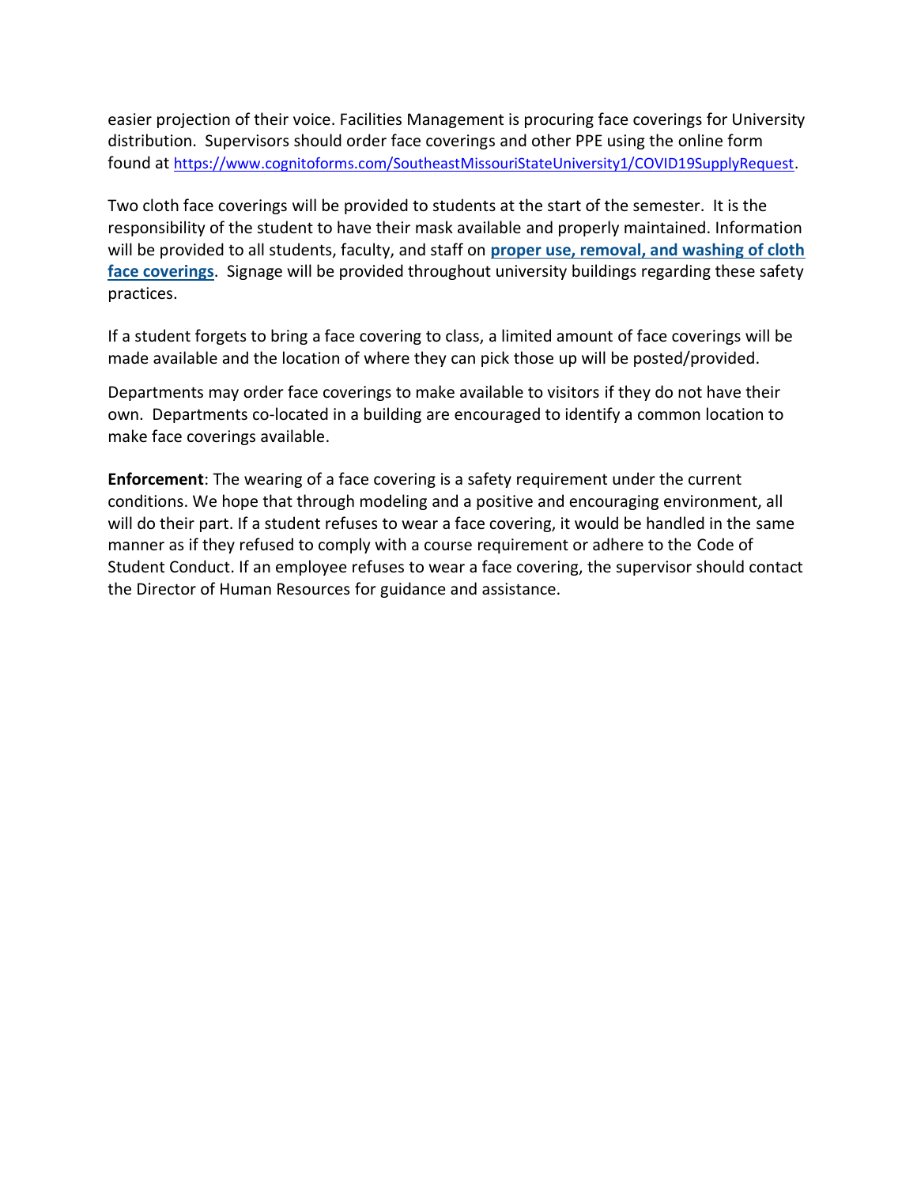easier projection of their voice. Facilities Management is procuring face coverings for University distribution. Supervisors should order face coverings and other PPE using the online form found at https://www.cognitoforms.com/SoutheastMissouriStateUniversity1/COVID19SupplyRequest.

Two cloth face coverings will be provided to students at the start of the semester. It is the responsibility of the student to have their mask available and properly maintained. Information will be provided to all students, faculty, and staff on **proper use, removal, and washing of cloth face coverings**. Signage will be provided throughout university buildings regarding these safety practices.

If a student forgets to bring a face covering to class, a limited amount of face coverings will be made available and the location of where they can pick those up will be posted/provided.

Departments may order face coverings to make available to visitors if they do not have their own. Departments co-located in a building are encouraged to identify a common location to make face coverings available.

**Enforcement**: The wearing of a face covering is a safety requirement under the current conditions. We hope that through modeling and a positive and encouraging environment, all will do their part. If a student refuses to wear a face covering, it would be handled in the same manner as if they refused to comply with a course requirement or adhere to the Code of Student Conduct. If an employee refuses to wear a face covering, the supervisor should contact the Director of Human Resources for guidance and assistance.